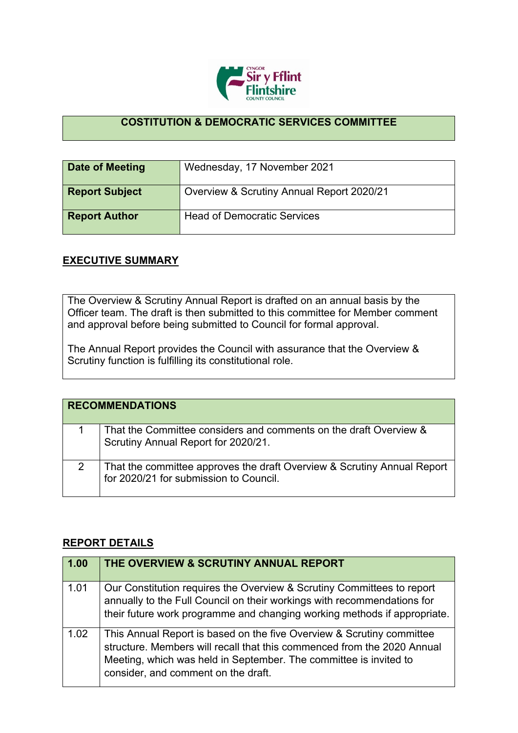# COSTITUTION & DEMOCRATIC SERVICES COMMITTEE

| Date of Meeting | Wednesday, 17 November 2021 |
|---|---|
| Report Subject | Overview & Scrutiny Annual Report 2020/21 |
| Report Author | Head of Democratic Services |

## EXECUTIVE SUMMARY

The Overview & Scrutiny Annual Report is drafted on an annual basis by the Officer team. The draft is then submitted to this committee for Member comment and approval before being submitted to Council for formal approval.

The Annual Report provides the Council with assurance that the Overview & Scrutiny function is fulfilling its constitutional role.

| RECOMMENDATIONS | |
|---|---|
| 1 | That the Committee considers and comments on the draft Overview & Scrutiny Annual Report for 2020/21. |
| 2 | That the committee approves the draft Overview & Scrutiny Annual Report for 2020/21 for submission to Council. |

## REPORT DETAILS

| 1.00 | THE OVERVIEW & SCRUTINY ANNUAL REPORT |
|---|---|
| 1.01 | Our Constitution requires the Overview & Scrutiny Committees to report annually to the Full Council on their workings with recommendations for their future work programme and changing working methods if appropriate. |
| 1.02 | This Annual Report is based on the five Overview & Scrutiny committee structure. Members will recall that this commenced from the 2020 Annual Meeting, which was held in September. The committee is invited to consider, and comment on the draft. |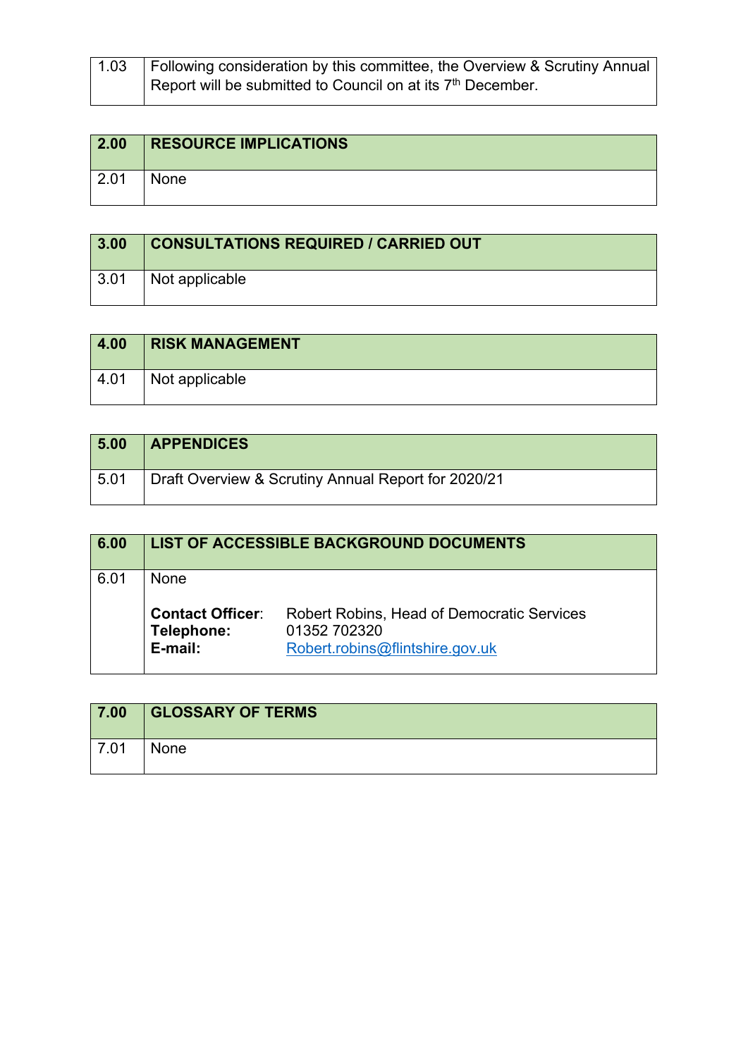| | |
|---|---|
| 1.03 | Following consideration by this committee, the Overview & Scrutiny Annual Report will be submitted to Council on at its 7th December. |

| 2.00 | RESOURCE IMPLICATIONS |
|---|---|
| 2.01 | None |

| 3.00 | CONSULTATIONS REQUIRED / CARRIED OUT |
|---|---|
| 3.01 | Not applicable |

| 4.00 | RISK MANAGEMENT |
|---|---|
| 4.01 | Not applicable |

| 5.00 | APPENDICES |
|---|---|
| 5.01 | Draft Overview & Scrutiny Annual Report for 2020/21 |

| 6.00 | LIST OF ACCESSIBLE BACKGROUND DOCUMENTS |
|---|---|
| 6.01 | None<br><br>**Contact Officer**: Robert Robins, Head of Democratic Services<br>**Telephone:** 01352 702320<br>**E-mail:** Robert.robins@flintshire.gov.uk |

| 7.00 | GLOSSARY OF TERMS |
|---|---|
| 7.01 | None |